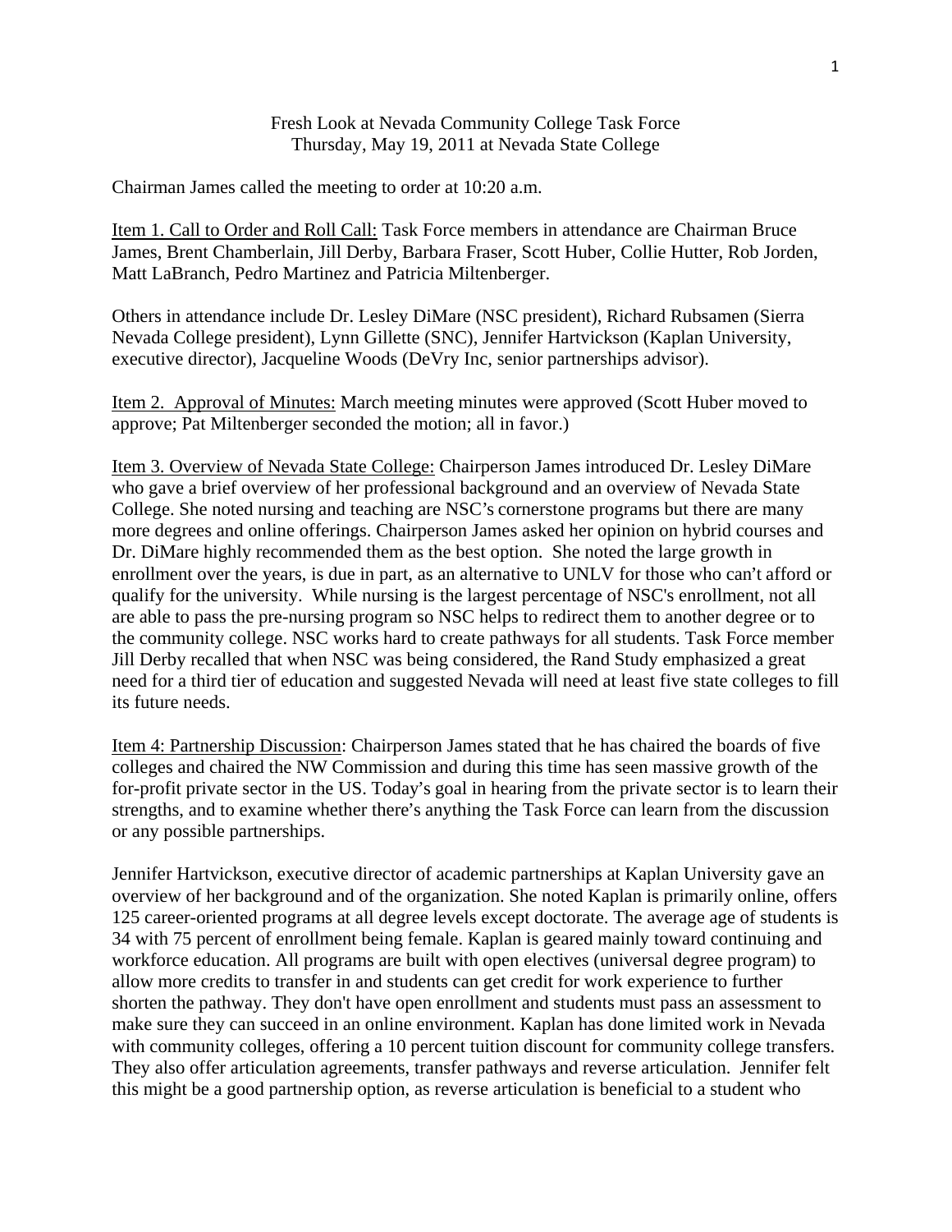Fresh Look at Nevada Community College Task Force
Thursday, May 19, 2011 at Nevada State College

Chairman James called the meeting to order at 10:20 a.m.

Item 1. Call to Order and Roll Call: Task Force members in attendance are Chairman Bruce James, Brent Chamberlain, Jill Derby, Barbara Fraser, Scott Huber, Collie Hutter, Rob Jorden, Matt LaBranch, Pedro Martinez and Patricia Miltenberger.

Others in attendance include Dr. Lesley DiMare (NSC president), Richard Rubsamen (Sierra Nevada College president), Lynn Gillette (SNC), Jennifer Hartvickson (Kaplan University, executive director), Jacqueline Woods (DeVry Inc, senior partnerships advisor).

Item 2. Approval of Minutes: March meeting minutes were approved (Scott Huber moved to approve; Pat Miltenberger seconded the motion; all in favor.)

Item 3. Overview of Nevada State College: Chairperson James introduced Dr. Lesley DiMare who gave a brief overview of her professional background and an overview of Nevada State College. She noted nursing and teaching are NSC's cornerstone programs but there are many more degrees and online offerings. Chairperson James asked her opinion on hybrid courses and Dr. DiMare highly recommended them as the best option. She noted the large growth in enrollment over the years, is due in part, as an alternative to UNLV for those who can't afford or qualify for the university. While nursing is the largest percentage of NSC's enrollment, not all are able to pass the pre-nursing program so NSC helps to redirect them to another degree or to the community college. NSC works hard to create pathways for all students. Task Force member Jill Derby recalled that when NSC was being considered, the Rand Study emphasized a great need for a third tier of education and suggested Nevada will need at least five state colleges to fill its future needs.

Item 4: Partnership Discussion: Chairperson James stated that he has chaired the boards of five colleges and chaired the NW Commission and during this time has seen massive growth of the for-profit private sector in the US. Today's goal in hearing from the private sector is to learn their strengths, and to examine whether there's anything the Task Force can learn from the discussion or any possible partnerships.

Jennifer Hartvickson, executive director of academic partnerships at Kaplan University gave an overview of her background and of the organization. She noted Kaplan is primarily online, offers 125 career-oriented programs at all degree levels except doctorate. The average age of students is 34 with 75 percent of enrollment being female. Kaplan is geared mainly toward continuing and workforce education. All programs are built with open electives (universal degree program) to allow more credits to transfer in and students can get credit for work experience to further shorten the pathway. They don't have open enrollment and students must pass an assessment to make sure they can succeed in an online environment. Kaplan has done limited work in Nevada with community colleges, offering a 10 percent tuition discount for community college transfers. They also offer articulation agreements, transfer pathways and reverse articulation. Jennifer felt this might be a good partnership option, as reverse articulation is beneficial to a student who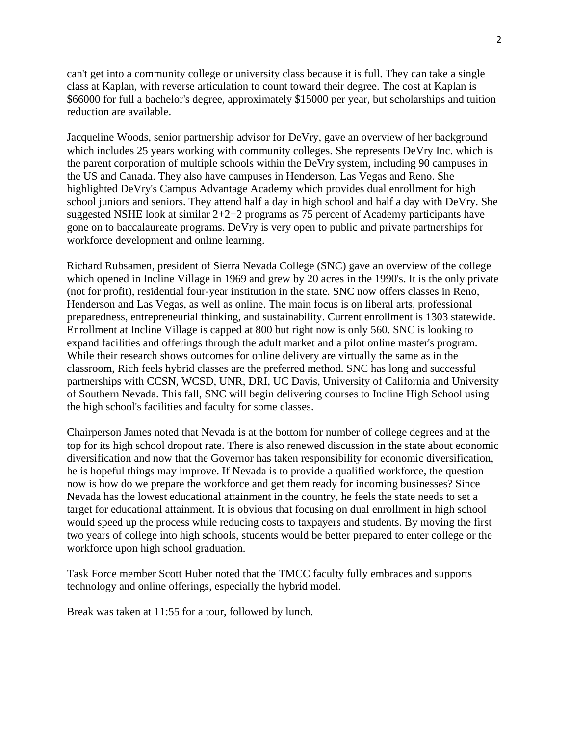can't get into a community college or university class because it is full. They can take a single class at Kaplan, with reverse articulation to count toward their degree. The cost at Kaplan is $66000 for full a bachelor's degree, approximately $15000 per year, but scholarships and tuition reduction are available.

Jacqueline Woods, senior partnership advisor for DeVry, gave an overview of her background which includes 25 years working with community colleges. She represents DeVry Inc. which is the parent corporation of multiple schools within the DeVry system, including 90 campuses in the US and Canada. They also have campuses in Henderson, Las Vegas and Reno. She highlighted DeVry's Campus Advantage Academy which provides dual enrollment for high school juniors and seniors. They attend half a day in high school and half a day with DeVry. She suggested NSHE look at similar 2+2+2 programs as 75 percent of Academy participants have gone on to baccalaureate programs. DeVry is very open to public and private partnerships for workforce development and online learning.

Richard Rubsamen, president of Sierra Nevada College (SNC) gave an overview of the college which opened in Incline Village in 1969 and grew by 20 acres in the 1990's. It is the only private (not for profit), residential four-year institution in the state. SNC now offers classes in Reno, Henderson and Las Vegas, as well as online. The main focus is on liberal arts, professional preparedness, entrepreneurial thinking, and sustainability. Current enrollment is 1303 statewide. Enrollment at Incline Village is capped at 800 but right now is only 560. SNC is looking to expand facilities and offerings through the adult market and a pilot online master's program. While their research shows outcomes for online delivery are virtually the same as in the classroom, Rich feels hybrid classes are the preferred method. SNC has long and successful partnerships with CCSN, WCSD, UNR, DRI, UC Davis, University of California and University of Southern Nevada. This fall, SNC will begin delivering courses to Incline High School using the high school's facilities and faculty for some classes.

Chairperson James noted that Nevada is at the bottom for number of college degrees and at the top for its high school dropout rate. There is also renewed discussion in the state about economic diversification and now that the Governor has taken responsibility for economic diversification, he is hopeful things may improve. If Nevada is to provide a qualified workforce, the question now is how do we prepare the workforce and get them ready for incoming businesses? Since Nevada has the lowest educational attainment in the country, he feels the state needs to set a target for educational attainment. It is obvious that focusing on dual enrollment in high school would speed up the process while reducing costs to taxpayers and students. By moving the first two years of college into high schools, students would be better prepared to enter college or the workforce upon high school graduation.

Task Force member Scott Huber noted that the TMCC faculty fully embraces and supports technology and online offerings, especially the hybrid model.

Break was taken at 11:55 for a tour, followed by lunch.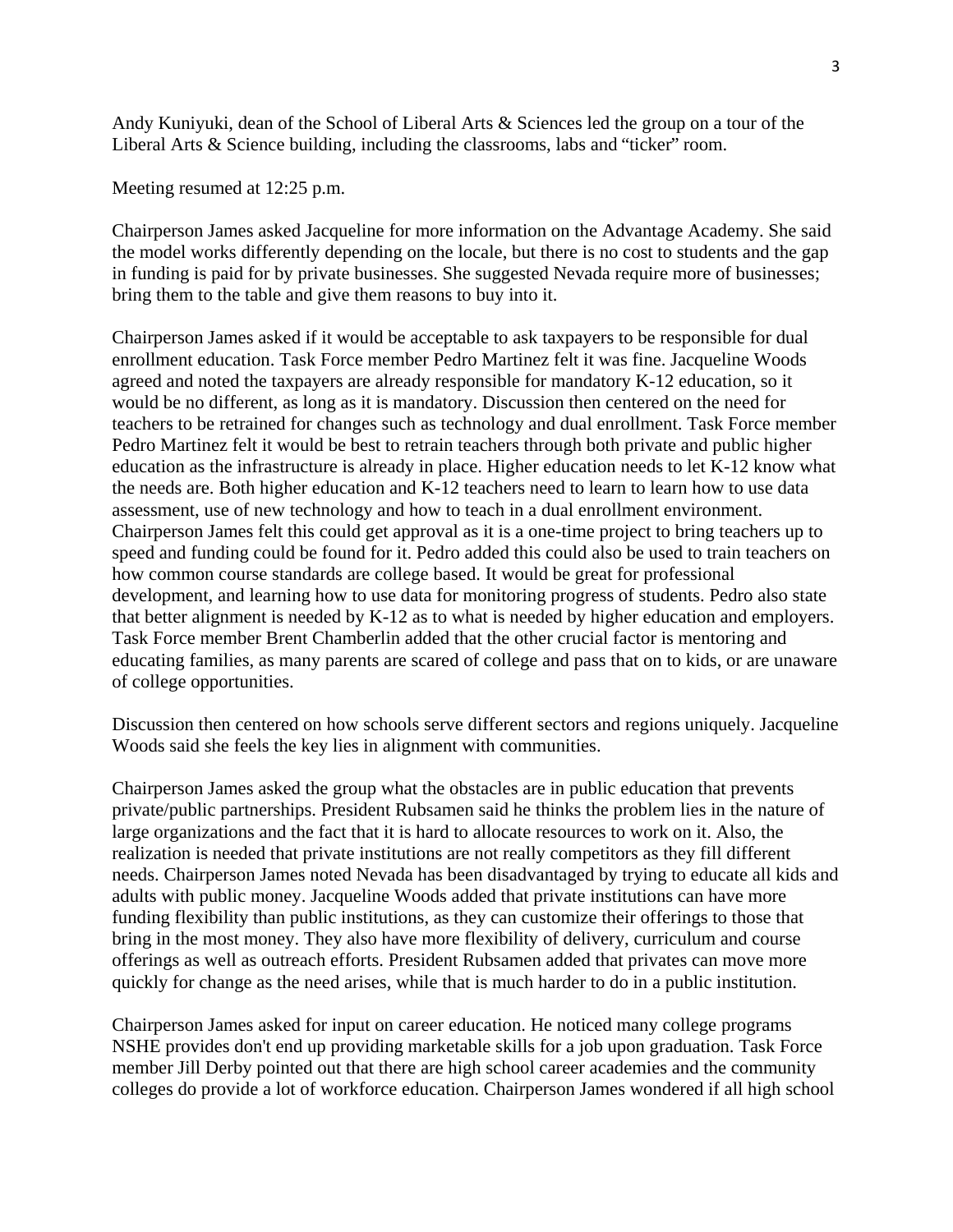Andy Kuniyuki, dean of the School of Liberal Arts & Sciences led the group on a tour of the Liberal Arts & Science building, including the classrooms, labs and "ticker" room.

Meeting resumed at 12:25 p.m.

Chairperson James asked Jacqueline for more information on the Advantage Academy. She said the model works differently depending on the locale, but there is no cost to students and the gap in funding is paid for by private businesses. She suggested Nevada require more of businesses; bring them to the table and give them reasons to buy into it.

Chairperson James asked if it would be acceptable to ask taxpayers to be responsible for dual enrollment education. Task Force member Pedro Martinez felt it was fine. Jacqueline Woods agreed and noted the taxpayers are already responsible for mandatory K-12 education, so it would be no different, as long as it is mandatory. Discussion then centered on the need for teachers to be retrained for changes such as technology and dual enrollment. Task Force member Pedro Martinez felt it would be best to retrain teachers through both private and public higher education as the infrastructure is already in place. Higher education needs to let K-12 know what the needs are. Both higher education and K-12 teachers need to learn to learn how to use data assessment, use of new technology and how to teach in a dual enrollment environment. Chairperson James felt this could get approval as it is a one-time project to bring teachers up to speed and funding could be found for it. Pedro added this could also be used to train teachers on how common course standards are college based. It would be great for professional development, and learning how to use data for monitoring progress of students. Pedro also state that better alignment is needed by K-12 as to what is needed by higher education and employers. Task Force member Brent Chamberlin added that the other crucial factor is mentoring and educating families, as many parents are scared of college and pass that on to kids, or are unaware of college opportunities.

Discussion then centered on how schools serve different sectors and regions uniquely. Jacqueline Woods said she feels the key lies in alignment with communities.

Chairperson James asked the group what the obstacles are in public education that prevents private/public partnerships. President Rubsamen said he thinks the problem lies in the nature of large organizations and the fact that it is hard to allocate resources to work on it. Also, the realization is needed that private institutions are not really competitors as they fill different needs. Chairperson James noted Nevada has been disadvantaged by trying to educate all kids and adults with public money. Jacqueline Woods added that private institutions can have more funding flexibility than public institutions, as they can customize their offerings to those that bring in the most money. They also have more flexibility of delivery, curriculum and course offerings as well as outreach efforts. President Rubsamen added that privates can move more quickly for change as the need arises, while that is much harder to do in a public institution.

Chairperson James asked for input on career education. He noticed many college programs NSHE provides don't end up providing marketable skills for a job upon graduation. Task Force member Jill Derby pointed out that there are high school career academies and the community colleges do provide a lot of workforce education. Chairperson James wondered if all high school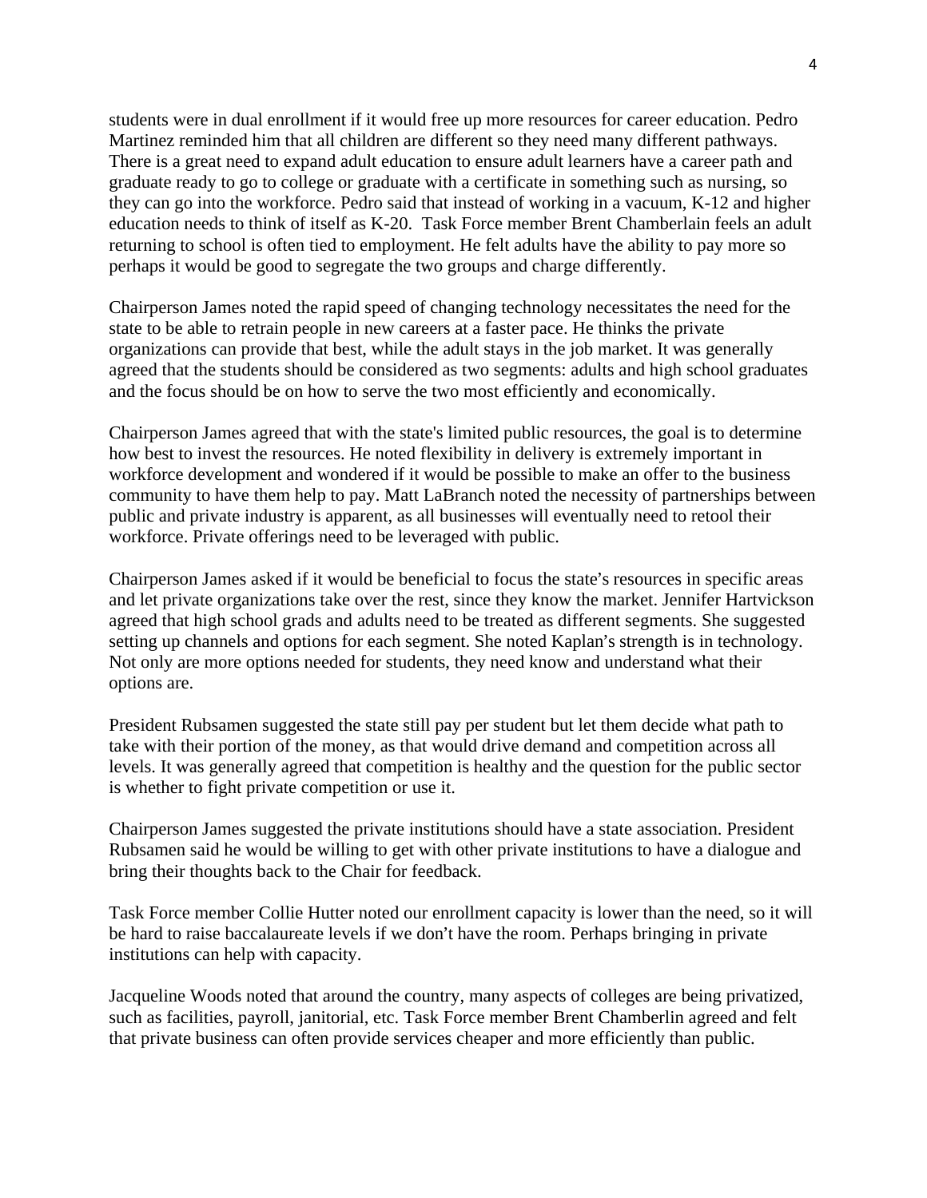students were in dual enrollment if it would free up more resources for career education. Pedro Martinez reminded him that all children are different so they need many different pathways. There is a great need to expand adult education to ensure adult learners have a career path and graduate ready to go to college or graduate with a certificate in something such as nursing, so they can go into the workforce. Pedro said that instead of working in a vacuum, K-12 and higher education needs to think of itself as K-20.  Task Force member Brent Chamberlain feels an adult returning to school is often tied to employment. He felt adults have the ability to pay more so perhaps it would be good to segregate the two groups and charge differently.

Chairperson James noted the rapid speed of changing technology necessitates the need for the state to be able to retrain people in new careers at a faster pace. He thinks the private organizations can provide that best, while the adult stays in the job market. It was generally agreed that the students should be considered as two segments: adults and high school graduates and the focus should be on how to serve the two most efficiently and economically.

Chairperson James agreed that with the state's limited public resources, the goal is to determine how best to invest the resources. He noted flexibility in delivery is extremely important in workforce development and wondered if it would be possible to make an offer to the business community to have them help to pay. Matt LaBranch noted the necessity of partnerships between public and private industry is apparent, as all businesses will eventually need to retool their workforce. Private offerings need to be leveraged with public.

Chairperson James asked if it would be beneficial to focus the state's resources in specific areas and let private organizations take over the rest, since they know the market. Jennifer Hartvickson agreed that high school grads and adults need to be treated as different segments. She suggested setting up channels and options for each segment. She noted Kaplan's strength is in technology. Not only are more options needed for students, they need know and understand what their options are.

President Rubsamen suggested the state still pay per student but let them decide what path to take with their portion of the money, as that would drive demand and competition across all levels. It was generally agreed that competition is healthy and the question for the public sector is whether to fight private competition or use it.

Chairperson James suggested the private institutions should have a state association. President Rubsamen said he would be willing to get with other private institutions to have a dialogue and bring their thoughts back to the Chair for feedback.

Task Force member Collie Hutter noted our enrollment capacity is lower than the need, so it will be hard to raise baccalaureate levels if we don't have the room. Perhaps bringing in private institutions can help with capacity.

Jacqueline Woods noted that around the country, many aspects of colleges are being privatized, such as facilities, payroll, janitorial, etc. Task Force member Brent Chamberlin agreed and felt that private business can often provide services cheaper and more efficiently than public.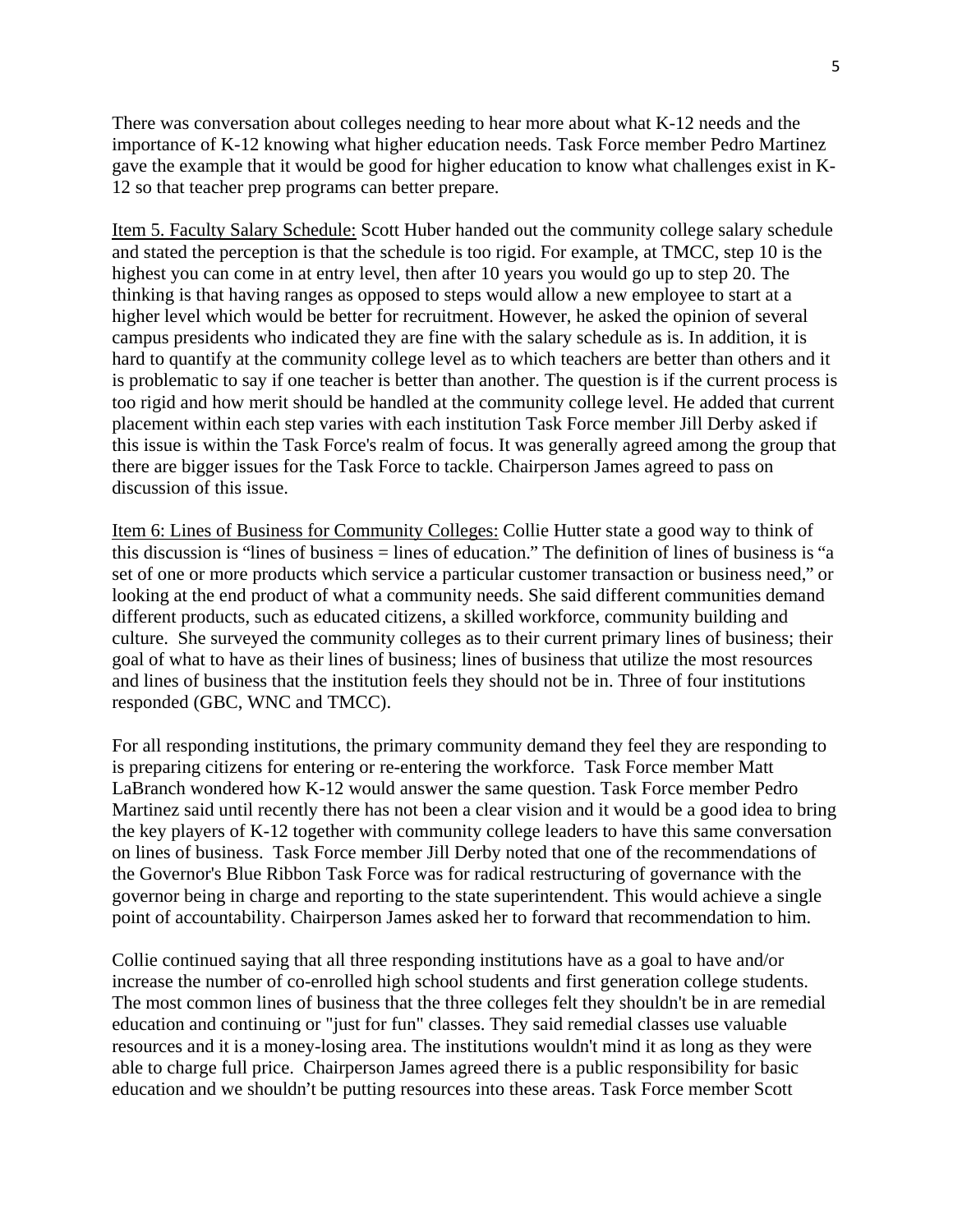There was conversation about colleges needing to hear more about what K-12 needs and the importance of K-12 knowing what higher education needs. Task Force member Pedro Martinez gave the example that it would be good for higher education to know what challenges exist in K-12 so that teacher prep programs can better prepare.

<u>Item 5. Faculty Salary Schedule:</u> Scott Huber handed out the community college salary schedule and stated the perception is that the schedule is too rigid. For example, at TMCC, step 10 is the highest you can come in at entry level, then after 10 years you would go up to step 20. The thinking is that having ranges as opposed to steps would allow a new employee to start at a higher level which would be better for recruitment. However, he asked the opinion of several campus presidents who indicated they are fine with the salary schedule as is. In addition, it is hard to quantify at the community college level as to which teachers are better than others and it is problematic to say if one teacher is better than another. The question is if the current process is too rigid and how merit should be handled at the community college level. He added that current placement within each step varies with each institution Task Force member Jill Derby asked if this issue is within the Task Force's realm of focus. It was generally agreed among the group that there are bigger issues for the Task Force to tackle. Chairperson James agreed to pass on discussion of this issue.

<u>Item 6: Lines of Business for Community Colleges:</u> Collie Hutter state a good way to think of this discussion is "lines of business = lines of education." The definition of lines of business is "a set of one or more products which service a particular customer transaction or business need," or looking at the end product of what a community needs. She said different communities demand different products, such as educated citizens, a skilled workforce, community building and culture. She surveyed the community colleges as to their current primary lines of business; their goal of what to have as their lines of business; lines of business that utilize the most resources and lines of business that the institution feels they should not be in. Three of four institutions responded (GBC, WNC and TMCC).

For all responding institutions, the primary community demand they feel they are responding to is preparing citizens for entering or re-entering the workforce. Task Force member Matt LaBranch wondered how K-12 would answer the same question. Task Force member Pedro Martinez said until recently there has not been a clear vision and it would be a good idea to bring the key players of K-12 together with community college leaders to have this same conversation on lines of business. Task Force member Jill Derby noted that one of the recommendations of the Governor's Blue Ribbon Task Force was for radical restructuring of governance with the governor being in charge and reporting to the state superintendent. This would achieve a single point of accountability. Chairperson James asked her to forward that recommendation to him.

Collie continued saying that all three responding institutions have as a goal to have and/or increase the number of co-enrolled high school students and first generation college students. The most common lines of business that the three colleges felt they shouldn't be in are remedial education and continuing or "just for fun" classes. They said remedial classes use valuable resources and it is a money-losing area. The institutions wouldn't mind it as long as they were able to charge full price. Chairperson James agreed there is a public responsibility for basic education and we shouldn't be putting resources into these areas. Task Force member Scott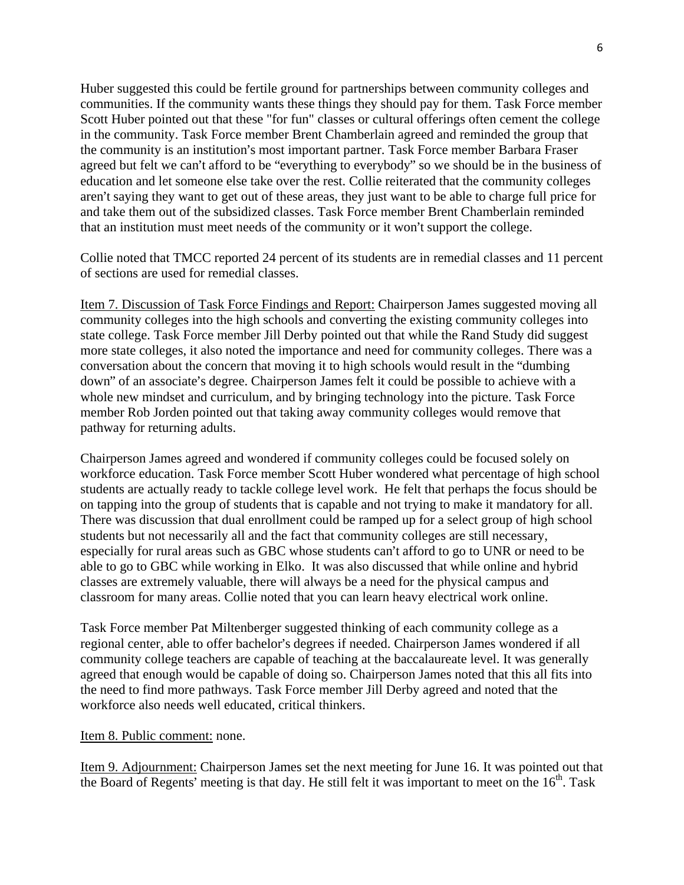Huber suggested this could be fertile ground for partnerships between community colleges and communities. If the community wants these things they should pay for them. Task Force member Scott Huber pointed out that these "for fun" classes or cultural offerings often cement the college in the community. Task Force member Brent Chamberlain agreed and reminded the group that the community is an institution's most important partner. Task Force member Barbara Fraser agreed but felt we can't afford to be "everything to everybody" so we should be in the business of education and let someone else take over the rest. Collie reiterated that the community colleges aren't saying they want to get out of these areas, they just want to be able to charge full price for and take them out of the subsidized classes. Task Force member Brent Chamberlain reminded that an institution must meet needs of the community or it won't support the college.

Collie noted that TMCC reported 24 percent of its students are in remedial classes and 11 percent of sections are used for remedial classes.

Item 7. Discussion of Task Force Findings and Report: Chairperson James suggested moving all community colleges into the high schools and converting the existing community colleges into state college. Task Force member Jill Derby pointed out that while the Rand Study did suggest more state colleges, it also noted the importance and need for community colleges. There was a conversation about the concern that moving it to high schools would result in the "dumbing down" of an associate's degree. Chairperson James felt it could be possible to achieve with a whole new mindset and curriculum, and by bringing technology into the picture. Task Force member Rob Jorden pointed out that taking away community colleges would remove that pathway for returning adults.

Chairperson James agreed and wondered if community colleges could be focused solely on workforce education. Task Force member Scott Huber wondered what percentage of high school students are actually ready to tackle college level work. He felt that perhaps the focus should be on tapping into the group of students that is capable and not trying to make it mandatory for all. There was discussion that dual enrollment could be ramped up for a select group of high school students but not necessarily all and the fact that community colleges are still necessary, especially for rural areas such as GBC whose students can't afford to go to UNR or need to be able to go to GBC while working in Elko. It was also discussed that while online and hybrid classes are extremely valuable, there will always be a need for the physical campus and classroom for many areas. Collie noted that you can learn heavy electrical work online.

Task Force member Pat Miltenberger suggested thinking of each community college as a regional center, able to offer bachelor's degrees if needed. Chairperson James wondered if all community college teachers are capable of teaching at the baccalaureate level. It was generally agreed that enough would be capable of doing so. Chairperson James noted that this all fits into the need to find more pathways. Task Force member Jill Derby agreed and noted that the workforce also needs well educated, critical thinkers.

Item 8. Public comment: none.

Item 9. Adjournment: Chairperson James set the next meeting for June 16. It was pointed out that the Board of Regents' meeting is that day. He still felt it was important to meet on the 16th. Task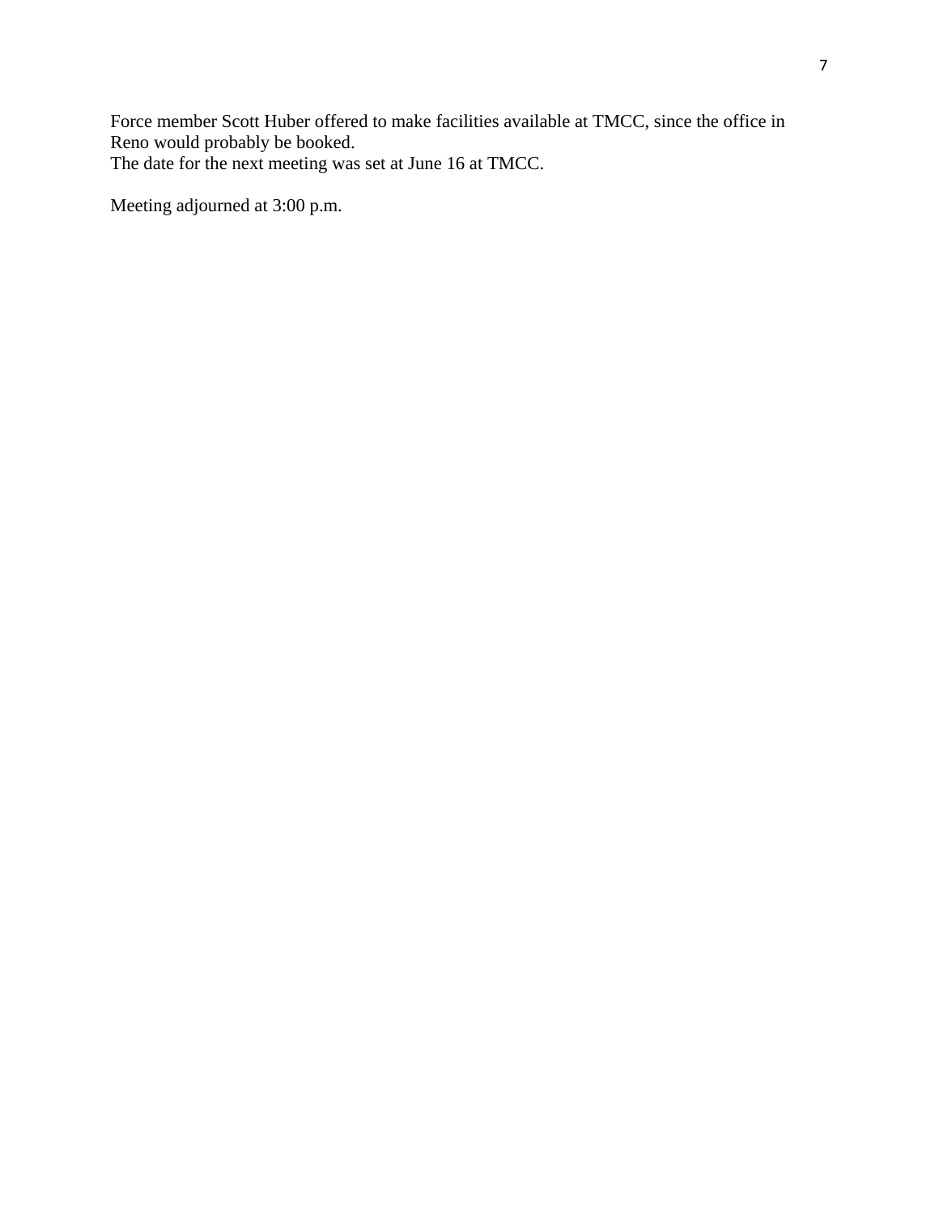Force member Scott Huber offered to make facilities available at TMCC, since the office in Reno would probably be booked.
The date for the next meeting was set at June 16 at TMCC.

Meeting adjourned at 3:00 p.m.